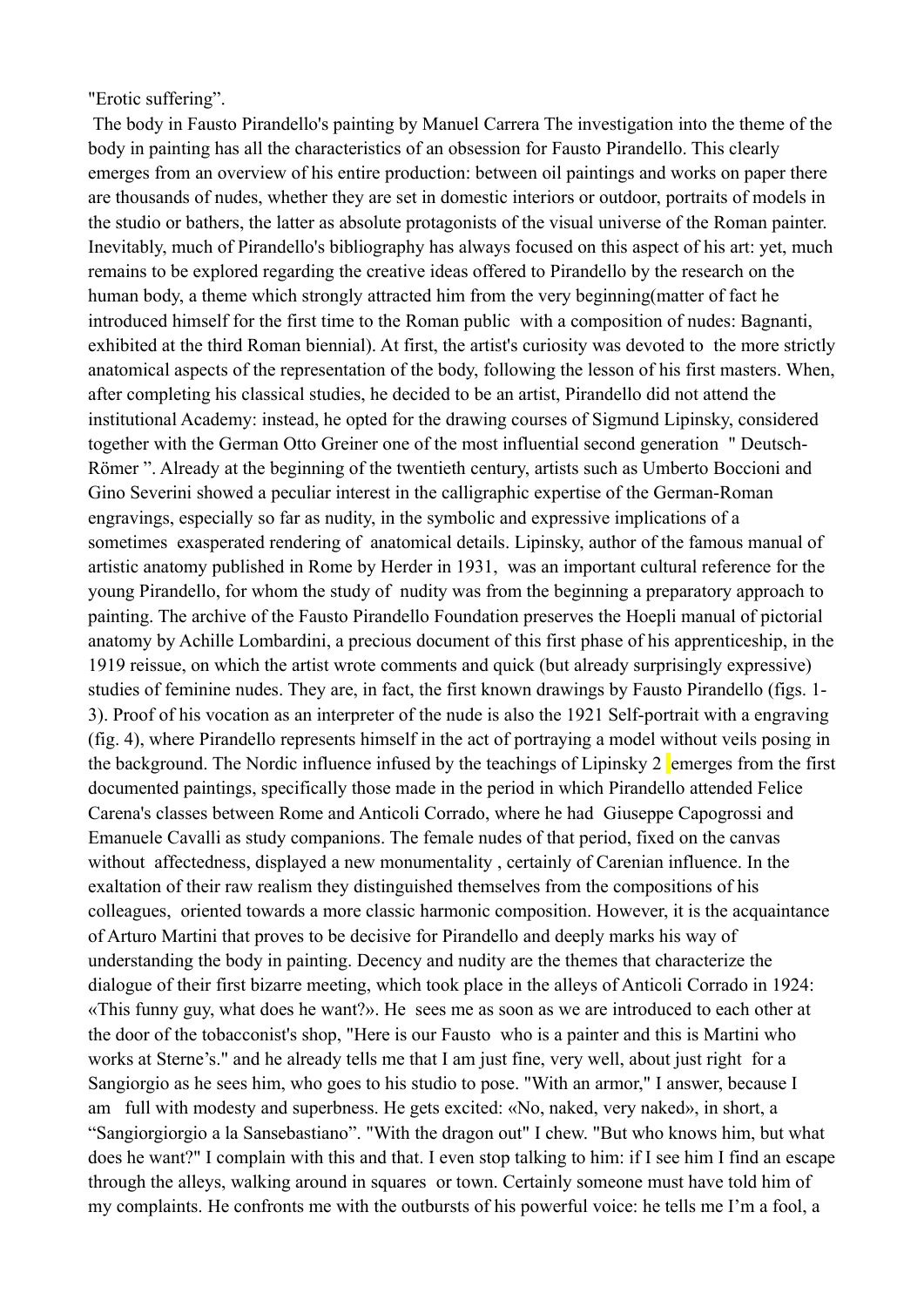"Erotic suffering".

The body in Fausto Pirandello's painting by Manuel Carrera The investigation into the theme of the body in painting has all the characteristics of an obsession for Fausto Pirandello. This clearly emerges from an overview of his entire production: between oil paintings and works on paper there are thousands of nudes, whether they are set in domestic interiors or outdoor, portraits of models in the studio or bathers, the latter as absolute protagonists of the visual universe of the Roman painter. Inevitably, much of Pirandello's bibliography has always focused on this aspect of his art: yet, much remains to be explored regarding the creative ideas offered to Pirandello by the research on the human body, a theme which strongly attracted him from the very beginning(matter of fact he introduced himself for the first time to the Roman public with a composition of nudes: Bagnanti, exhibited at the third Roman biennial). At first, the artist's curiosity was devoted to the more strictly anatomical aspects of the representation of the body, following the lesson of his first masters. When, after completing his classical studies, he decided to be an artist, Pirandello did not attend the institutional Academy: instead, he opted for the drawing courses of Sigmund Lipinsky, considered together with the German Otto Greiner one of the most influential second generation " Deutsch-Römer ". Already at the beginning of the twentieth century, artists such as Umberto Boccioni and Gino Severini showed a peculiar interest in the calligraphic expertise of the German-Roman engravings, especially so far as nudity, in the symbolic and expressive implications of a sometimes exasperated rendering of anatomical details. Lipinsky, author of the famous manual of artistic anatomy published in Rome by Herder in 1931, was an important cultural reference for the young Pirandello, for whom the study of nudity was from the beginning a preparatory approach to painting. The archive of the Fausto Pirandello Foundation preserves the Hoepli manual of pictorial anatomy by Achille Lombardini, a precious document of this first phase of his apprenticeship, in the 1919 reissue, on which the artist wrote comments and quick (but already surprisingly expressive) studies of feminine nudes. They are, in fact, the first known drawings by Fausto Pirandello (figs. 1-3). Proof of his vocation as an interpreter of the nude is also the 1921 Self-portrait with a engraving (fig. 4), where Pirandello represents himself in the act of portraying a model without veils posing in the background. The Nordic influence infused by the teachings of Lipinsky [2] emerges from the first documented paintings, specifically those made in the period in which Pirandello attended Felice Carena's classes between Rome and Anticoli Corrado, where he had Giuseppe Capogrossi and Emanuele Cavalli as study companions. The female nudes of that period, fixed on the canvas without affectedness, displayed a new monumentality , certainly of Carenian influence. In the exaltation of their raw realism they distinguished themselves from the compositions of his colleagues, oriented towards a more classic harmonic composition. However, it is the acquaintance of Arturo Martini that proves to be decisive for Pirandello and deeply marks his way of understanding the body in painting. Decency and nudity are the themes that characterize the dialogue of their first bizarre meeting, which took place in the alleys of Anticoli Corrado in 1924: «This funny guy, what does he want?». He sees me as soon as we are introduced to each other at the door of the tobacconist's shop, "Here is our Fausto who is a painter and this is Martini who works at Sterne's." and he already tells me that I am just fine, very well, about just right for a Sangiorgio as he sees him, who goes to his studio to pose. "With an armor," I answer, because I am full with modesty and superbness. He gets excited: «No, naked, very naked», in short, a "Sangiorgiorgio a la Sansebastiano". "With the dragon out" I chew. "But who knows him, but what does he want?" I complain with this and that. I even stop talking to him: if I see him I find an escape through the alleys, walking around in squares or town. Certainly someone must have told him of my complaints. He confronts me with the outbursts of his powerful voice: he tells me I'm a fool, a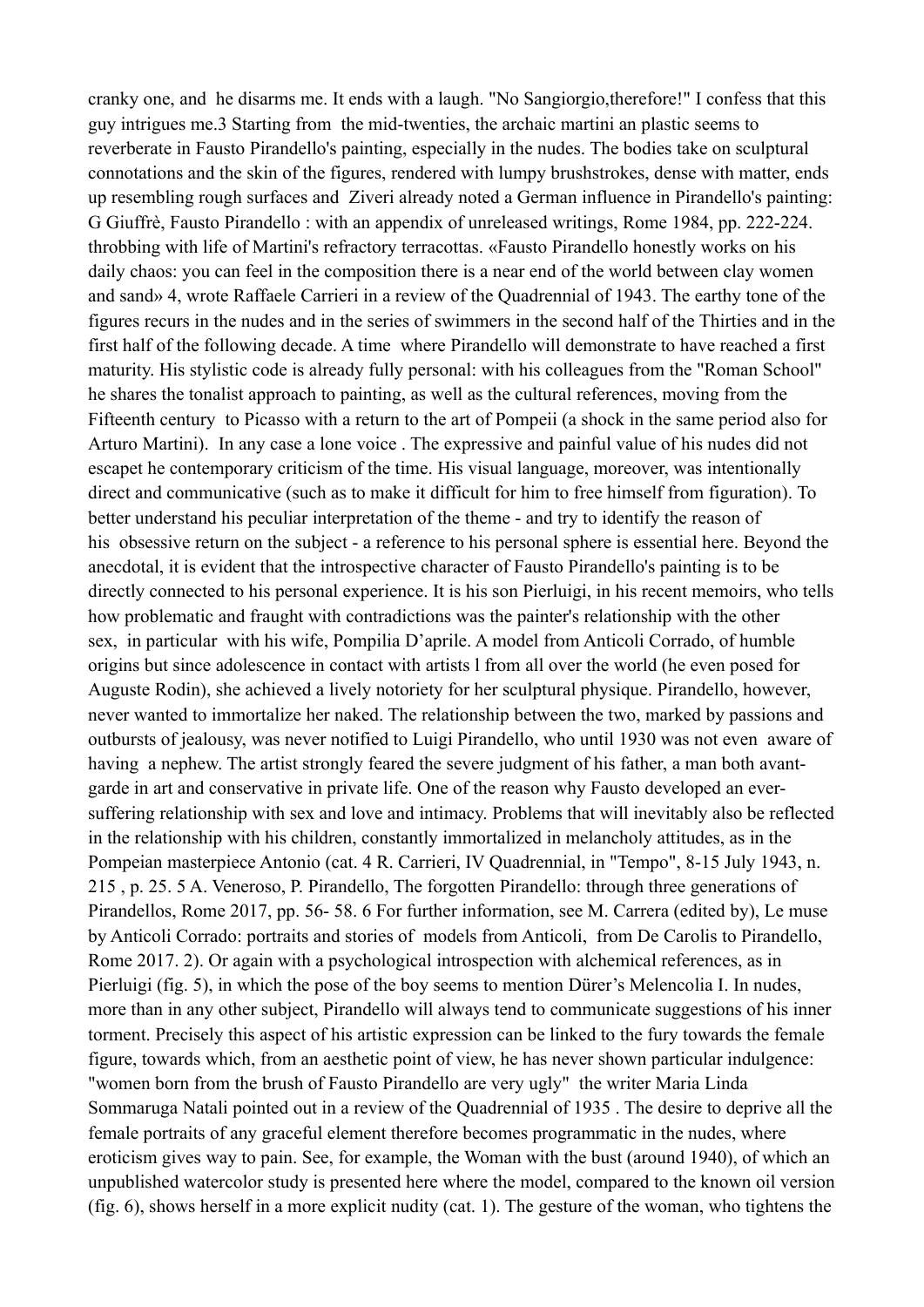cranky one, and he disarms me. It ends with a laugh. "No Sangiorgio,therefore!" I confess that this guy intrigues me.3 Starting from the mid-twenties, the archaic martini an plastic seems to reverberate in Fausto Pirandello's painting, especially in the nudes. The bodies take on sculptural connotations and the skin of the figures, rendered with lumpy brushstrokes, dense with matter, ends up resembling rough surfaces and Ziveri already noted a German influence in Pirandello's painting: G Giuffrè, Fausto Pirandello : with an appendix of unreleased writings, Rome 1984, pp. 222-224. throbbing with life of Martini's refractory terracottas. «Fausto Pirandello honestly works on his daily chaos: you can feel in the composition there is a near end of the world between clay women and sand» 4, wrote Raffaele Carrieri in a review of the Quadrennial of 1943. The earthy tone of the figures recurs in the nudes and in the series of swimmers in the second half of the Thirties and in the first half of the following decade. A time where Pirandello will demonstrate to have reached a first maturity. His stylistic code is already fully personal: with his colleagues from the "Roman School" he shares the tonalist approach to painting, as well as the cultural references, moving from the Fifteenth century to Picasso with a return to the art of Pompeii (a shock in the same period also for Arturo Martini). In any case a lone voice . The expressive and painful value of his nudes did not escapet he contemporary criticism of the time. His visual language, moreover, was intentionally direct and communicative (such as to make it difficult for him to free himself from figuration). To better understand his peculiar interpretation of the theme - and try to identify the reason of his obsessive return on the subject - a reference to his personal sphere is essential here. Beyond the anecdotal, it is evident that the introspective character of Fausto Pirandello's painting is to be directly connected to his personal experience. It is his son Pierluigi, in his recent memoirs, who tells how problematic and fraught with contradictions was the painter's relationship with the other sex, in particular with his wife, Pompilia D'aprile. A model from Anticoli Corrado, of humble origins but since adolescence in contact with artists l from all over the world (he even posed for Auguste Rodin), she achieved a lively notoriety for her sculptural physique. Pirandello, however, never wanted to immortalize her naked. The relationship between the two, marked by passions and outbursts of jealousy, was never notified to Luigi Pirandello, who until 1930 was not even aware of having a nephew. The artist strongly feared the severe judgment of his father, a man both avant-garde in art and conservative in private life. One of the reason why Fausto developed an ever-suffering relationship with sex and love and intimacy. Problems that will inevitably also be reflected in the relationship with his children, constantly immortalized in melancholy attitudes, as in the Pompeian masterpiece Antonio (cat. 4 R. Carrieri, IV Quadrennial, in "Tempo", 8-15 July 1943, n. 215 , p. 25. 5 A. Veneroso, P. Pirandello, The forgotten Pirandello: through three generations of Pirandellos, Rome 2017, pp. 56- 58. 6 For further information, see M. Carrera (edited by), Le muse by Anticoli Corrado: portraits and stories of models from Anticoli, from De Carolis to Pirandello, Rome 2017. 2). Or again with a psychological introspection with alchemical references, as in Pierluigi (fig. 5), in which the pose of the boy seems to mention Dürer's Melencolia I. In nudes, more than in any other subject, Pirandello will always tend to communicate suggestions of his inner torment. Precisely this aspect of his artistic expression can be linked to the fury towards the female figure, towards which, from an aesthetic point of view, he has never shown particular indulgence: "women born from the brush of Fausto Pirandello are very ugly" the writer Maria Linda Sommaruga Natali pointed out in a review of the Quadrennial of 1935 . The desire to deprive all the female portraits of any graceful element therefore becomes programmatic in the nudes, where eroticism gives way to pain. See, for example, the Woman with the bust (around 1940), of which an unpublished watercolor study is presented here where the model, compared to the known oil version (fig. 6), shows herself in a more explicit nudity (cat. 1). The gesture of the woman, who tightens the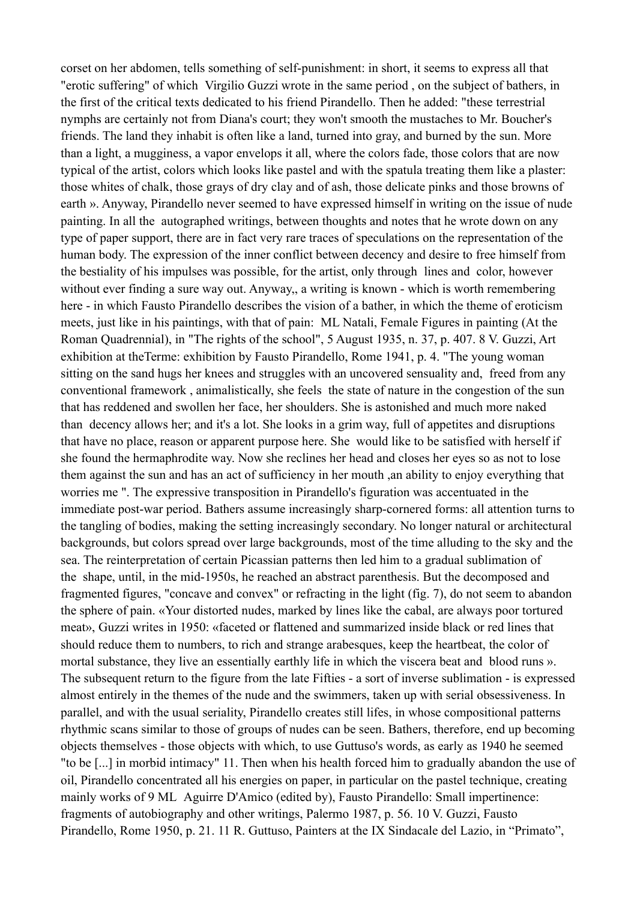corset on her abdomen, tells something of self-punishment: in short, it seems to express all that "erotic suffering" of which Virgilio Guzzi wrote in the same period , on the subject of bathers, in the first of the critical texts dedicated to his friend Pirandello. Then he added: "these terrestrial nymphs are certainly not from Diana's court; they won't smooth the mustaches to Mr. Boucher's friends. The land they inhabit is often like a land, turned into gray, and burned by the sun. More than a light, a mugginess, a vapor envelops it all, where the colors fade, those colors that are now typical of the artist, colors which looks like pastel and with the spatula treating them like a plaster: those whites of chalk, those grays of dry clay and of ash, those delicate pinks and those browns of earth ». Anyway, Pirandello never seemed to have expressed himself in writing on the issue of nude painting. In all the autographed writings, between thoughts and notes that he wrote down on any type of paper support, there are in fact very rare traces of speculations on the representation of the human body. The expression of the inner conflict between decency and desire to free himself from the bestiality of his impulses was possible, for the artist, only through lines and color, however without ever finding a sure way out. Anyway,, a writing is known - which is worth remembering here - in which Fausto Pirandello describes the vision of a bather, in which the theme of eroticism meets, just like in his paintings, with that of pain: ML Natali, Female Figures in painting (At the Roman Quadrennial), in "The rights of the school", 5 August 1935, n. 37, p. 407. 8 V. Guzzi, Art exhibition at theTerme: exhibition by Fausto Pirandello, Rome 1941, p. 4. "The young woman sitting on the sand hugs her knees and struggles with an uncovered sensuality and, freed from any conventional framework , animalistically, she feels the state of nature in the congestion of the sun that has reddened and swollen her face, her shoulders. She is astonished and much more naked than decency allows her; and it's a lot. She looks in a grim way, full of appetites and disruptions that have no place, reason or apparent purpose here. She would like to be satisfied with herself if she found the hermaphrodite way. Now she reclines her head and closes her eyes so as not to lose them against the sun and has an act of sufficiency in her mouth ,an ability to enjoy everything that worries me ". The expressive transposition in Pirandello's figuration was accentuated in the immediate post-war period. Bathers assume increasingly sharp-cornered forms: all attention turns to the tangling of bodies, making the setting increasingly secondary. No longer natural or architectural backgrounds, but colors spread over large backgrounds, most of the time alluding to the sky and the sea. The reinterpretation of certain Picassian patterns then led him to a gradual sublimation of the shape, until, in the mid-1950s, he reached an abstract parenthesis. But the decomposed and fragmented figures, "concave and convex" or refracting in the light (fig. 7), do not seem to abandon the sphere of pain. «Your distorted nudes, marked by lines like the cabal, are always poor tortured meat», Guzzi writes in 1950: «faceted or flattened and summarized inside black or red lines that should reduce them to numbers, to rich and strange arabesques, keep the heartbeat, the color of mortal substance, they live an essentially earthly life in which the viscera beat and blood runs ». The subsequent return to the figure from the late Fifties - a sort of inverse sublimation - is expressed almost entirely in the themes of the nude and the swimmers, taken up with serial obsessiveness. In parallel, and with the usual seriality, Pirandello creates still lifes, in whose compositional patterns rhythmic scans similar to those of groups of nudes can be seen. Bathers, therefore, end up becoming objects themselves - those objects with which, to use Guttuso's words, as early as 1940 he seemed "to be [...] in morbid intimacy" 11. Then when his health forced him to gradually abandon the use of oil, Pirandello concentrated all his energies on paper, in particular on the pastel technique, creating mainly works of 9 ML Aguirre D'Amico (edited by), Fausto Pirandello: Small impertinence: fragments of autobiography and other writings, Palermo 1987, p. 56. 10 V. Guzzi, Fausto Pirandello, Rome 1950, p. 21. 11 R. Guttuso, Painters at the IX Sindacale del Lazio, in "Primato",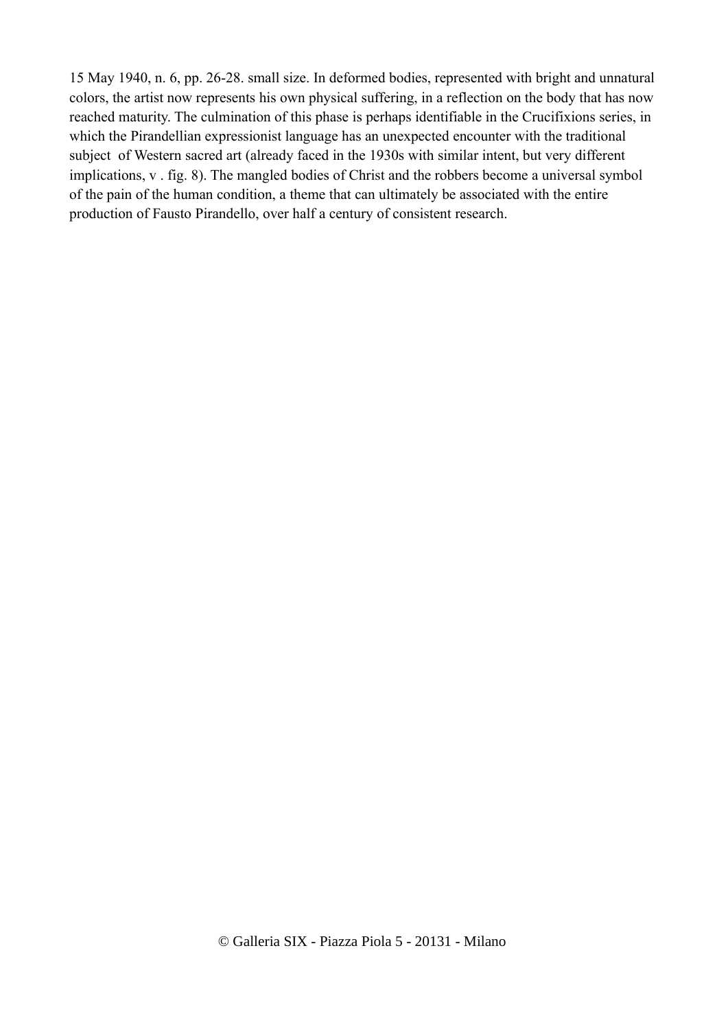15 May 1940, n. 6, pp. 26-28. small size. In deformed bodies, represented with bright and unnatural colors, the artist now represents his own physical suffering, in a reflection on the body that has now reached maturity. The culmination of this phase is perhaps identifiable in the Crucifixions series, in which the Pirandellian expressionist language has an unexpected encounter with the traditional subject of Western sacred art (already faced in the 1930s with similar intent, but very different implications, v . fig. 8). The mangled bodies of Christ and the robbers become a universal symbol of the pain of the human condition, a theme that can ultimately be associated with the entire production of Fausto Pirandello, over half a century of consistent research.